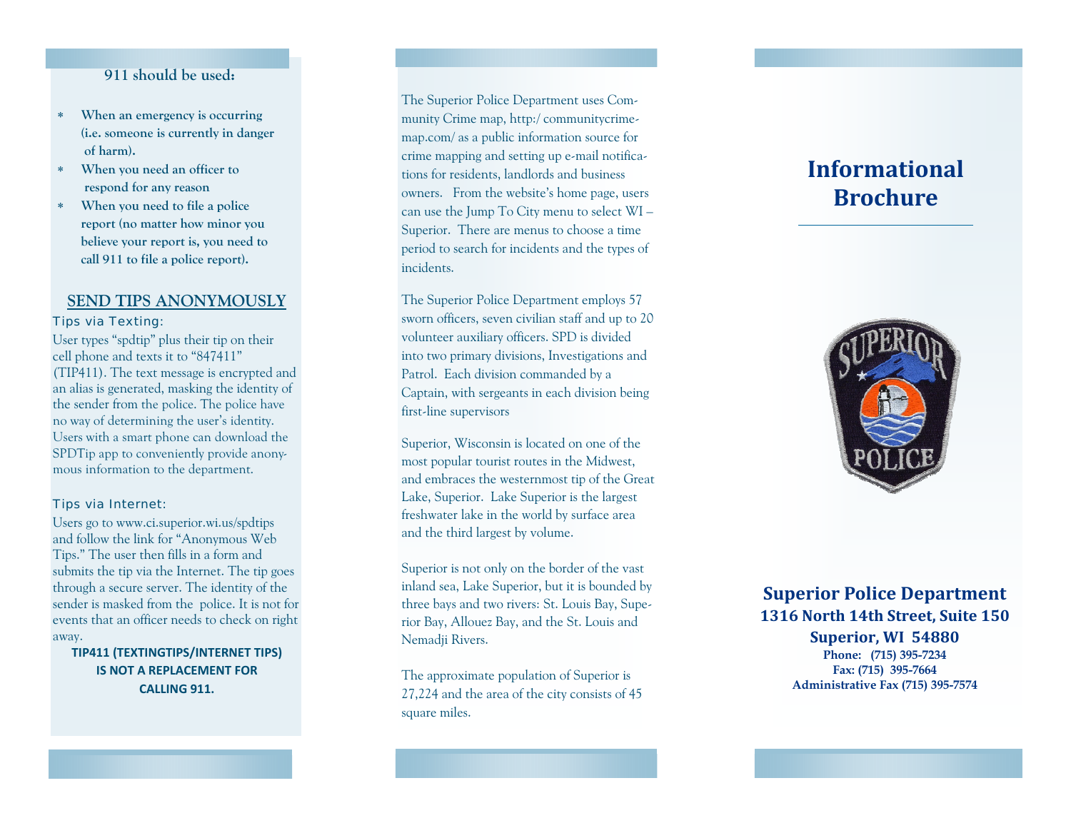**911 should be used:**

- **When an emergency is occurring (i.e. someone is currently in danger of harm).**
- **When you need an officer to respond for any reason**
- **When you need to file a police report (no matter how minor you believe your report is, you need to call 911 to file a police report).**

## SEND TIPS ANONYMOUSLY

### Tips via Texting:

User types "spdtip" plus their tip on their cell phone and texts it to "847411" (TIP411). The text message is encrypted and an alias is generated, masking the identity of the sender from the police. The police have no way of determining the user's identity. Users with a smart phone can download the SPDTip app to conveniently provide anonymous information to the department.

### Tips via Internet:

Users go to www.ci.superior.wi.us/spdtips and follow the link for "Anonymous Web Tips." The user then fills in a form and submits the tip via the Internet. The tip goes through a secure server. The identity of the sender is masked from the police. It is not for events that an officer needs to check on right away.

**TIP411 (TEXTINGTIPS/INTERNET TIPS) IS NOT A REPLACEMENT FOR CALLING 911.**

The Superior Police Department uses Community Crime map, http:/ communitycrimemap.com/ as a public information source for crime mapping and setting up e-mail notifications for residents, landlords and business owners. From the website's home page, users can use the Jump To City menu to select WI – Superior. There are menus to choose a time period to search for incidents and the types of incidents.

The Superior Police Department employs 57 sworn officers, seven civilian staff and up to 20 volunteer auxiliary officers. SPD is divided into two primary divisions, Investigations and Patrol. Each division commanded by a Captain, with sergeants in each division being first-line supervisors

Superior, Wisconsin is located on one of the most popular tourist routes in the Midwest, and embraces the westernmost tip of the Great Lake, Superior. Lake Superior is the largest freshwater lake in the world by surface area and the third largest by volume.

Superior is not only on the border of the vast inland sea, Lake Superior, but it is bounded by three bays and two rivers: St. Louis Bay, Superior Bay, Allouez Bay, and the St. Louis and Nemadji Rivers.

The approximate population of Superior is 27,224 and the area of the city consists of 45 square miles.

# Informational Brochure

**Superior Police Department**
**1316 North 14th Street, Suite 150**
**Superior, WI 54880**
**Phone: (715) 395-7234**
**Fax: (715) 395-7664**
**Administrative Fax (715) 395-7574**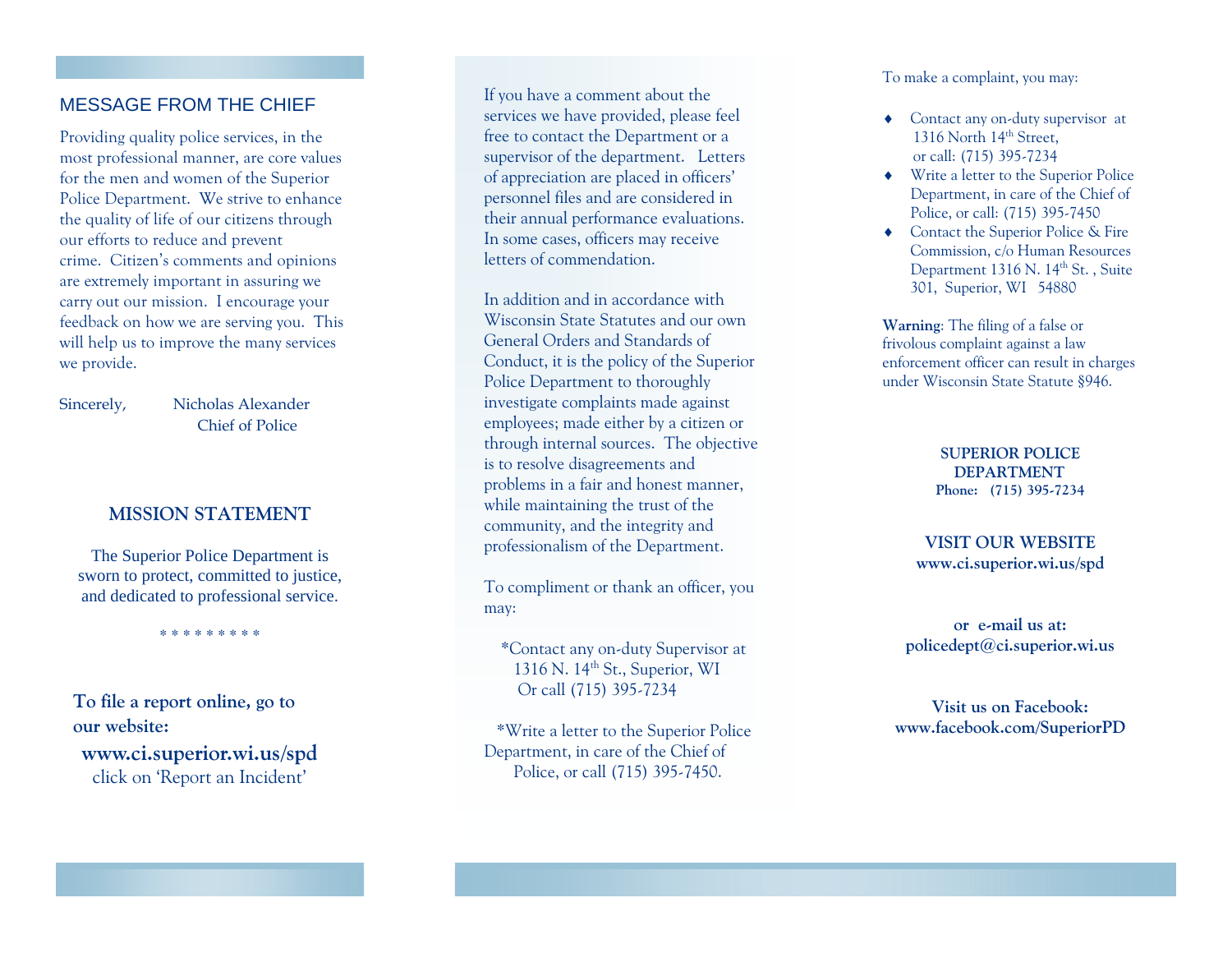## MESSAGE FROM THE CHIEF

Providing quality police services, in the most professional manner, are core values for the men and women of the Superior Police Department. We strive to enhance the quality of life of our citizens through our efforts to reduce and prevent crime. Citizen's comments and opinions are extremely important in assuring we carry out our mission. I encourage your feedback on how we are serving you. This will help us to improve the many services we provide.

Sincerely, Nicholas Alexander
Chief of Police

### MISSION STATEMENT

The Superior Police Department is sworn to protect, committed to justice, and dedicated to professional service.

\* \* \* \* \* \* \* \* \*

**To file a report online, go to our website:**
**www.ci.superior.wi.us/spd**
click on 'Report an Incident'

If you have a comment about the services we have provided, please feel free to contact the Department or a supervisor of the department. Letters of appreciation are placed in officers' personnel files and are considered in their annual performance evaluations. In some cases, officers may receive letters of commendation.

In addition and in accordance with Wisconsin State Statutes and our own General Orders and Standards of Conduct, it is the policy of the Superior Police Department to thoroughly investigate complaints made against employees; made either by a citizen or through internal sources. The objective is to resolve disagreements and problems in a fair and honest manner, while maintaining the trust of the community, and the integrity and professionalism of the Department.

To compliment or thank an officer, you may:

*Contact any on-duty Supervisor at 1316 N. 14th St., Superior, WI Or call (715) 395-7234

*Write a letter to the Superior Police Department, in care of the Chief of Police, or call (715) 395-7450.

To make a complaint, you may:

- Contact any on-duty supervisor at 1316 North 14th Street, or call: (715) 395-7234
- Write a letter to the Superior Police Department, in care of the Chief of Police, or call: (715) 395-7450
- Contact the Superior Police & Fire Commission, c/o Human Resources Department 1316 N. 14th St. , Suite 301, Superior, WI 54880

**Warning**: The filing of a false or frivolous complaint against a law enforcement officer can result in charges under Wisconsin State Statute §946.

**SUPERIOR POLICE DEPARTMENT**
**Phone: (715) 395-7234**

**VISIT OUR WEBSITE**
**www.ci.superior.wi.us/spd**

**or e-mail us at:**
**policedept@ci.superior.wi.us**

**Visit us on Facebook:**
**www.facebook.com/SuperiorPD**